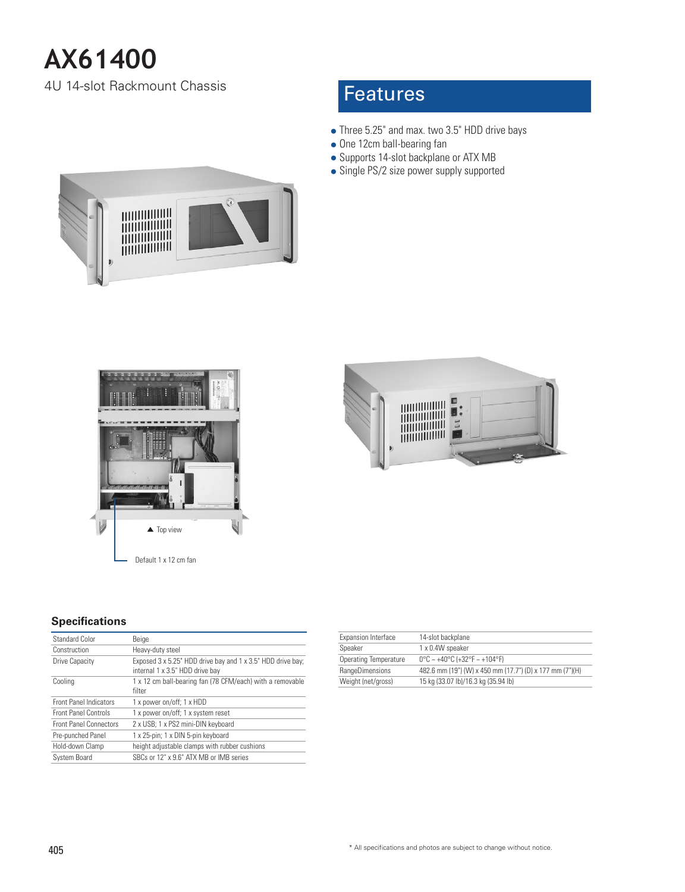# AX61400

4U 14-slot Rackmount Chassis

## Features

- Three 5.25" and max. two 3.5" HDD drive bays
- One 12cm ball-bearing fan
- Supports 14-slot backplane or ATX MB
- Single PS/2 size power supply supported

▲ Top view

Default 1 x 12 cm fan

### Specifications

| | |
|---|---|
| Standard Color | Beige |
| Construction | Heavy-duty steel |
| Drive Capacity | Exposed 3 x 5.25" HDD drive bay and 1 x 3.5" HDD drive bay; internal 1 x 3.5" HDD drive bay |
| Cooling | 1 x 12 cm ball-bearing fan (78 CFM/each) with a removable filter |
| Front Panel Indicators | 1 x power on/off; 1 x HDD |
| Front Panel Controls | 1 x power on/off; 1 x system reset |
| Front Panel Connectors | 2 x USB; 1 x PS2 mini-DIN keyboard |
| Pre-punched Panel | 1 x 25-pin; 1 x DIN 5-pin keyboard |
| Hold-down Clamp | height adjustable clamps with rubber cushions |
| System Board | SBCs or 12" x 9.6" ATX MB or IMB series |
| Expansion Interface | 14-slot backplane |
| Speaker | 1 x 0.4W speaker |
| Operating Temperature | 0°C ~ +40°C (+32°F ~ +104°F) |
| RangeDimensions | 482.6 mm (19") (W) x 450 mm (17.7") (D) x 177 mm (7")(H) |
| Weight (net/gross) | 15 kg (33.07 lb)/16.3 kg (35.94 lb) |

* All specifications and photos are subject to change without notice.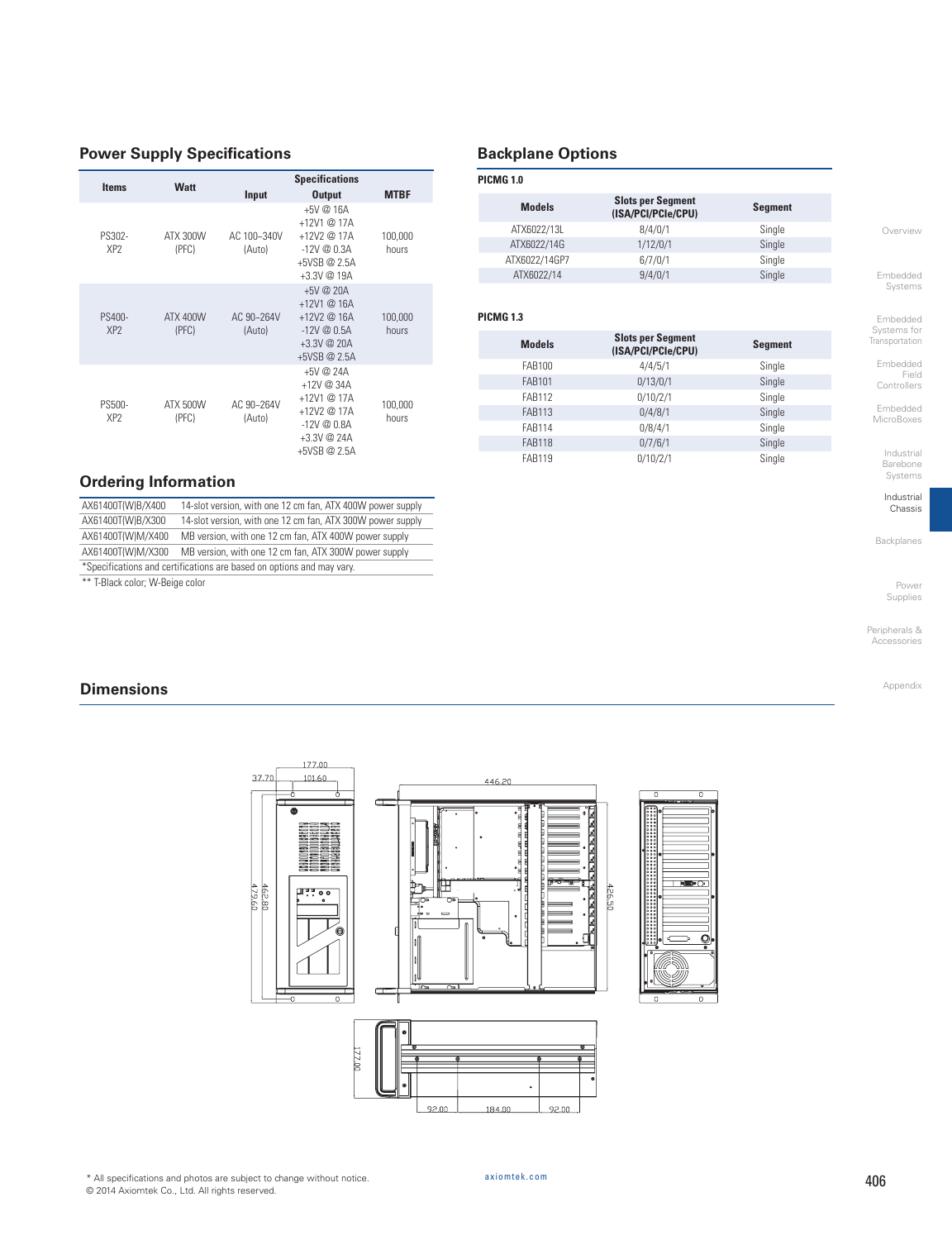## Power Supply Specifications

| Items | Watt | Specifications | | |
|---|---|---|---|---|
| | | Input | Output | MTBF |
| PS302-XP2 | ATX 300W (PFC) | AC 100~340V (Auto) | +5V @ 16A<br>+12V1 @ 17A<br>+12V2 @ 17A<br>-12V @ 0.3A<br>+5VSB @ 2.5A<br>+3.3V @ 19A | 100,000 hours |
| PS400-XP2 | ATX 400W (PFC) | AC 90~264V (Auto) | +5V @ 20A<br>+12V1 @ 16A<br>+12V2 @ 16A<br>-12V @ 0.5A<br>+3.3V @ 20A<br>+5VSB @ 2.5A | 100,000 hours |
| PS500-XP2 | ATX 500W (PFC) | AC 90~264V (Auto) | +5V @ 24A<br>+12V @ 34A<br>+12V1 @ 17A<br>+12V2 @ 17A<br>-12V @ 0.8A<br>+3.3V @ 24A<br>+5VSB @ 2.5A | 100,000 hours |

## Ordering Information

| | |
|---|---|
| AX61400T(W)B/X400 | 14-slot version, with one 12 cm fan, ATX 400W power supply |
| AX61400T(W)B/X300 | 14-slot version, with one 12 cm fan, ATX 300W power supply |
| AX61400T(W)M/X400 | MB version, with one 12 cm fan, ATX 400W power supply |
| AX61400T(W)M/X300 | MB version, with one 12 cm fan, ATX 300W power supply |

*Specifications and certifications are based on options and may vary.

** T-Black color; W-Beige color

## Backplane Options

**PICMG 1.0**

| Models | Slots per Segment (ISA/PCI/PCIe/CPU) | Segment |
|---|---|---|
| ATX6022/13L | 8/4/0/1 | Single |
| ATX6022/14G | 1/12/0/1 | Single |
| ATX6022/14GP7 | 6/7/0/1 | Single |
| ATX6022/14 | 9/4/0/1 | Single |

**PICMG 1.3**

| Models | Slots per Segment (ISA/PCI/PCIe/CPU) | Segment |
|---|---|---|
| FAB100 | 4/4/5/1 | Single |
| FAB101 | 0/13/0/1 | Single |
| FAB112 | 0/10/2/1 | Single |
| FAB113 | 0/4/8/1 | Single |
| FAB114 | 0/8/4/1 | Single |
| FAB118 | 0/7/6/1 | Single |
| FAB119 | 0/10/2/1 | Single |

## Dimensions

* All specifications and photos are subject to change without notice.
© 2014 Axiomtek Co., Ltd. All rights reserved.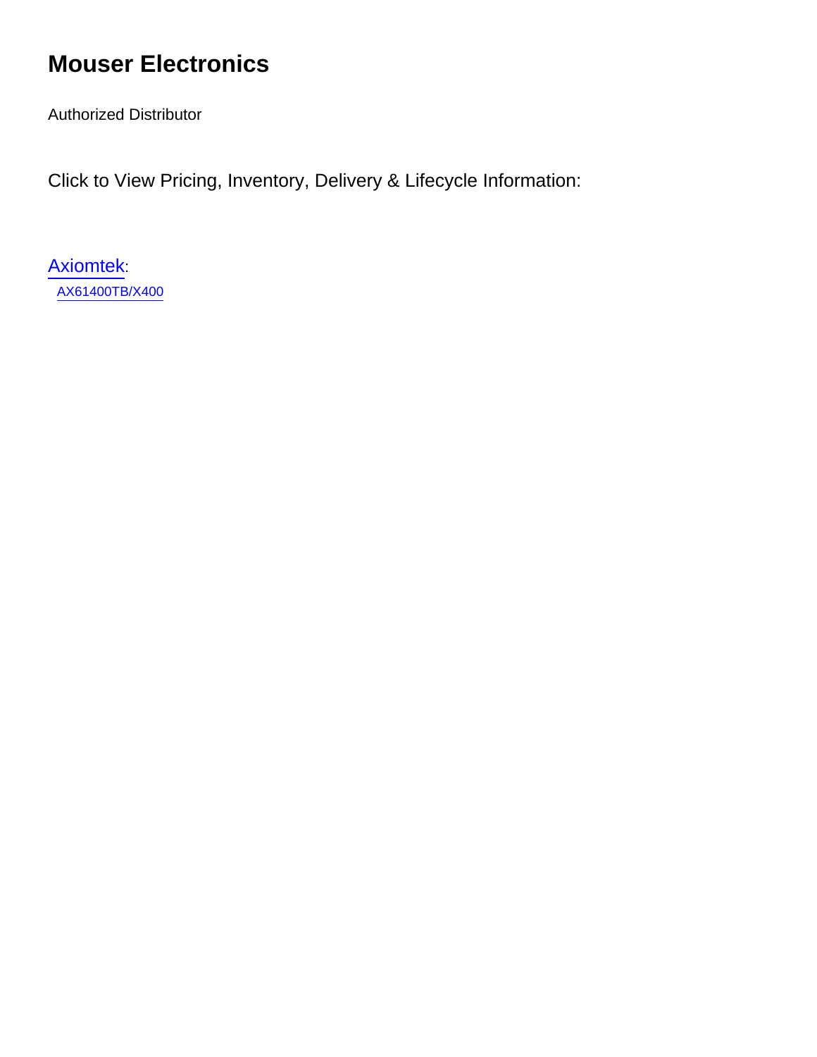# Mouser Electronics

Authorized Distributor

Click to View Pricing, Inventory, Delivery & Lifecycle Information:

[Axiomtek](#):

[AX61400TB/X400](#)